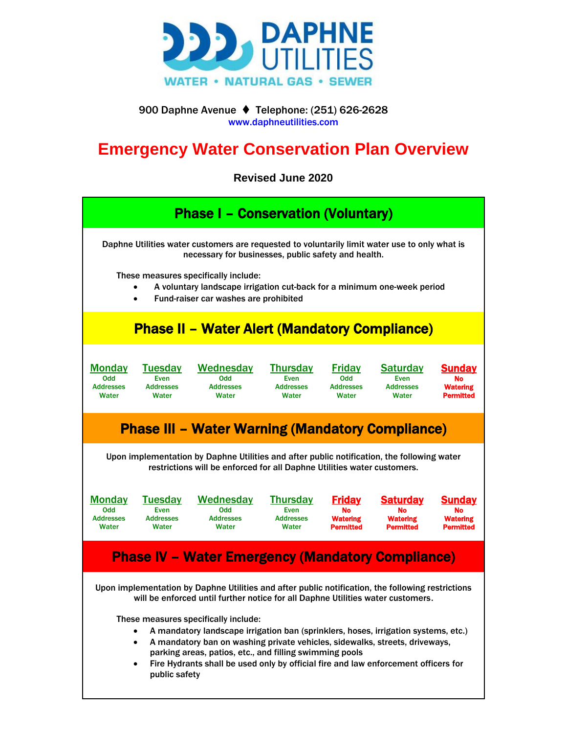# DAPHNE UTILITIES

WATER • NATURAL GAS • SEWER

900 Daphne Avenue ⧫ Telephone: (251) 626-2628
www.daphneutilities.com

# Emergency Water Conservation Plan Overview

**Revised June 2020**

## Phase I – Conservation (Voluntary)

Daphne Utilities water customers are requested to voluntarily limit water use to only what is necessary for businesses, public safety and health.

These measures specifically include:

- A voluntary landscape irrigation cut-back for a minimum one-week period
- Fund-raiser car washes are prohibited

## Phase II – Water Alert (Mandatory Compliance)

| Monday | Tuesday | Wednesday | Thursday | Friday | Saturday | Sunday |
|---|---|---|---|---|---|---|
| Odd Addresses Water | Even Addresses Water | Odd Addresses Water | Even Addresses Water | Odd Addresses Water | Even Addresses Water | No Watering Permitted |

## Phase III – Water Warning (Mandatory Compliance)

Upon implementation by Daphne Utilities and after public notification, the following water restrictions will be enforced for all Daphne Utilities water customers.

| Monday | Tuesday | Wednesday | Thursday | Friday | Saturday | Sunday |
|---|---|---|---|---|---|---|
| Odd Addresses Water | Even Addresses Water | Odd Addresses Water | Even Addresses Water | No Watering Permitted | No Watering Permitted | No Watering Permitted |

## Phase IV – Water Emergency (Mandatory Compliance)

Upon implementation by Daphne Utilities and after public notification, the following restrictions will be enforced until further notice for all Daphne Utilities water customers.

These measures specifically include:

- A mandatory landscape irrigation ban (sprinklers, hoses, irrigation systems, etc.)
- A mandatory ban on washing private vehicles, sidewalks, streets, driveways, parking areas, patios, etc., and filling swimming pools
- Fire Hydrants shall be used only by official fire and law enforcement officers for public safety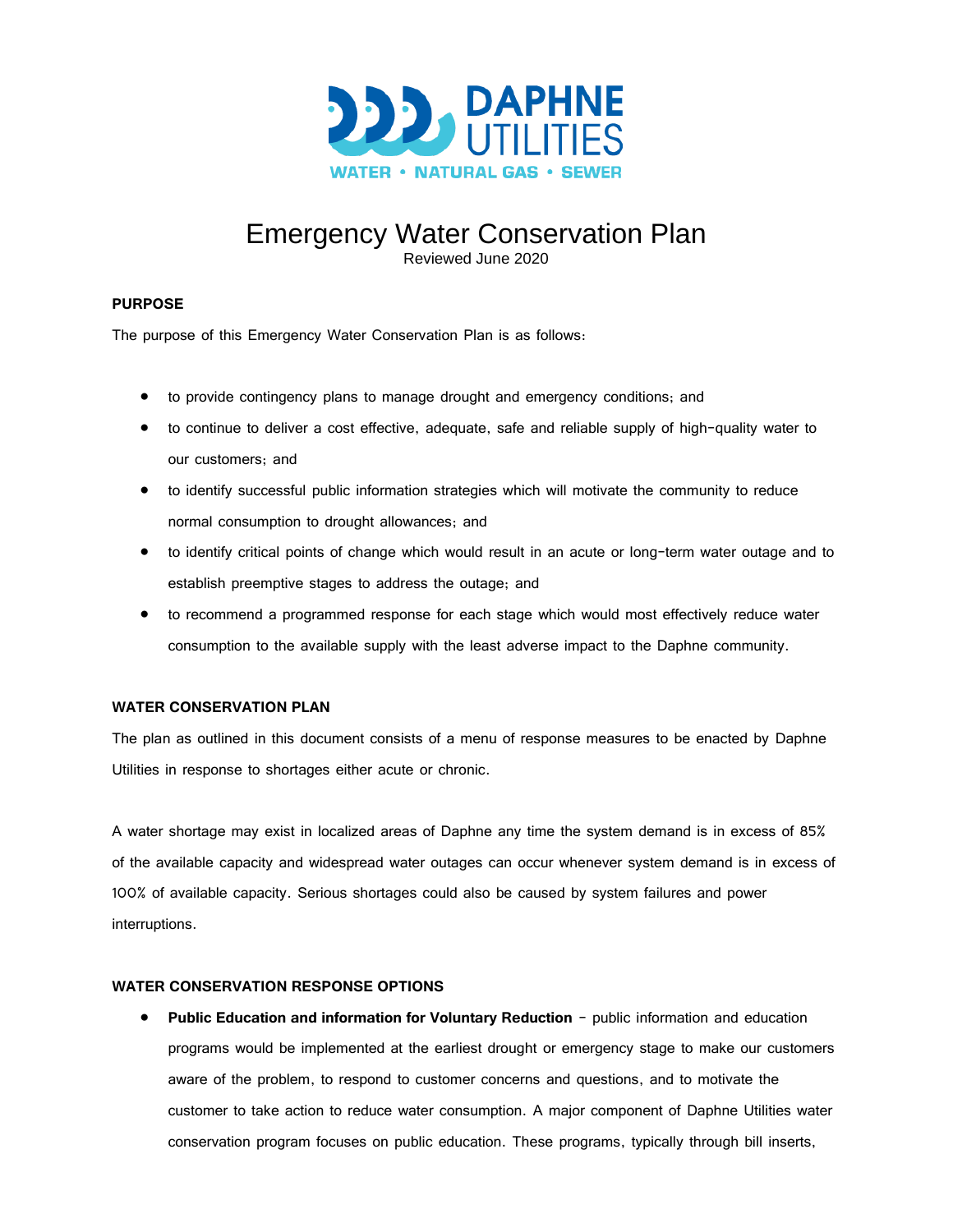DAPHNE UTILITIES

WATER • NATURAL GAS • SEWER

# Emergency Water Conservation Plan

Reviewed June 2020

### PURPOSE

The purpose of this Emergency Water Conservation Plan is as follows:

- to provide contingency plans to manage drought and emergency conditions; and
- to continue to deliver a cost effective, adequate, safe and reliable supply of high-quality water to our customers; and
- to identify successful public information strategies which will motivate the community to reduce normal consumption to drought allowances; and
- to identify critical points of change which would result in an acute or long-term water outage and to establish preemptive stages to address the outage; and
- to recommend a programmed response for each stage which would most effectively reduce water consumption to the available supply with the least adverse impact to the Daphne community.

### WATER CONSERVATION PLAN

The plan as outlined in this document consists of a menu of response measures to be enacted by Daphne Utilities in response to shortages either acute or chronic.

A water shortage may exist in localized areas of Daphne any time the system demand is in excess of 85% of the available capacity and widespread water outages can occur whenever system demand is in excess of 100% of available capacity. Serious shortages could also be caused by system failures and power interruptions.

### WATER CONSERVATION RESPONSE OPTIONS

- **Public Education and information for Voluntary Reduction** – public information and education programs would be implemented at the earliest drought or emergency stage to make our customers aware of the problem, to respond to customer concerns and questions, and to motivate the customer to take action to reduce water consumption. A major component of Daphne Utilities water conservation program focuses on public education. These programs, typically through bill inserts,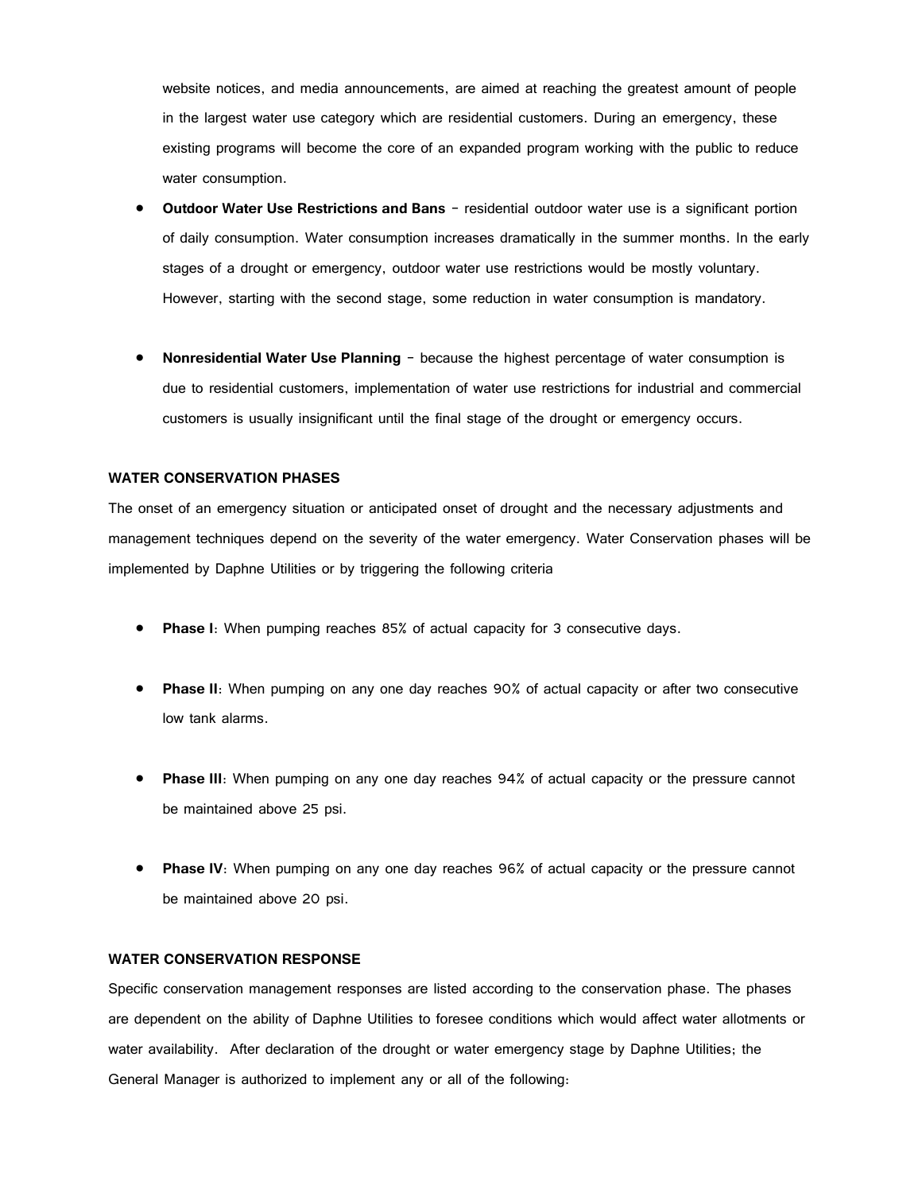website notices, and media announcements, are aimed at reaching the greatest amount of people in the largest water use category which are residential customers. During an emergency, these existing programs will become the core of an expanded program working with the public to reduce water consumption.

- **Outdoor Water Use Restrictions and Bans** – residential outdoor water use is a significant portion of daily consumption. Water consumption increases dramatically in the summer months. In the early stages of a drought or emergency, outdoor water use restrictions would be mostly voluntary. However, starting with the second stage, some reduction in water consumption is mandatory.

- **Nonresidential Water Use Planning** – because the highest percentage of water consumption is due to residential customers, implementation of water use restrictions for industrial and commercial customers is usually insignificant until the final stage of the drought or emergency occurs.

**WATER CONSERVATION PHASES**

The onset of an emergency situation or anticipated onset of drought and the necessary adjustments and management techniques depend on the severity of the water emergency. Water Conservation phases will be implemented by Daphne Utilities or by triggering the following criteria

- **Phase I**: When pumping reaches 85% of actual capacity for 3 consecutive days.

- **Phase II**: When pumping on any one day reaches 90% of actual capacity or after two consecutive low tank alarms.

- **Phase III**: When pumping on any one day reaches 94% of actual capacity or the pressure cannot be maintained above 25 psi.

- **Phase IV**: When pumping on any one day reaches 96% of actual capacity or the pressure cannot be maintained above 20 psi.

**WATER CONSERVATION RESPONSE**

Specific conservation management responses are listed according to the conservation phase. The phases are dependent on the ability of Daphne Utilities to foresee conditions which would affect water allotments or water availability. After declaration of the drought or water emergency stage by Daphne Utilities; the General Manager is authorized to implement any or all of the following: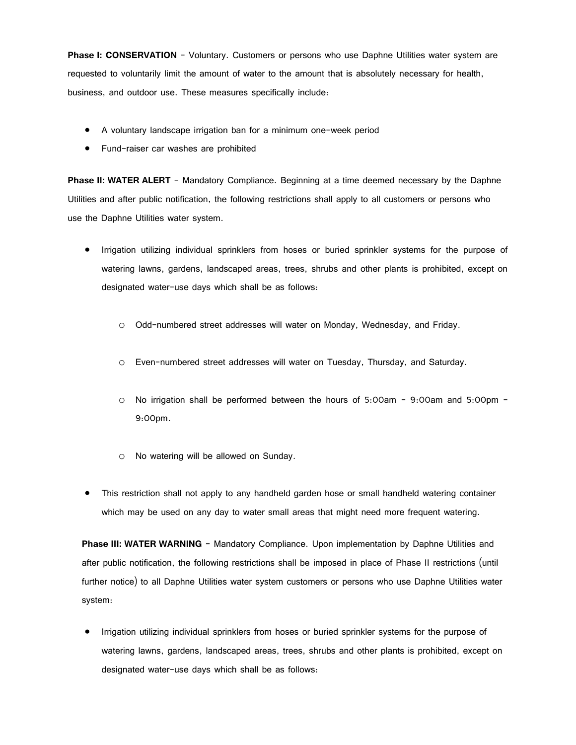**Phase I: CONSERVATION** – Voluntary. Customers or persons who use Daphne Utilities water system are requested to voluntarily limit the amount of water to the amount that is absolutely necessary for health, business, and outdoor use. These measures specifically include:

- A voluntary landscape irrigation ban for a minimum one-week period
- Fund-raiser car washes are prohibited

**Phase II: WATER ALERT** – Mandatory Compliance. Beginning at a time deemed necessary by the Daphne Utilities and after public notification, the following restrictions shall apply to all customers or persons who use the Daphne Utilities water system.

- Irrigation utilizing individual sprinklers from hoses or buried sprinkler systems for the purpose of watering lawns, gardens, landscaped areas, trees, shrubs and other plants is prohibited, except on designated water-use days which shall be as follows:
    - Odd-numbered street addresses will water on Monday, Wednesday, and Friday.
    - Even-numbered street addresses will water on Tuesday, Thursday, and Saturday.
    - No irrigation shall be performed between the hours of 5:00am – 9:00am and 5:00pm – 9:00pm.
    - No watering will be allowed on Sunday.
- This restriction shall not apply to any handheld garden hose or small handheld watering container which may be used on any day to water small areas that might need more frequent watering.

**Phase III: WATER WARNING** – Mandatory Compliance. Upon implementation by Daphne Utilities and after public notification, the following restrictions shall be imposed in place of Phase II restrictions (until further notice) to all Daphne Utilities water system customers or persons who use Daphne Utilities water system:

- Irrigation utilizing individual sprinklers from hoses or buried sprinkler systems for the purpose of watering lawns, gardens, landscaped areas, trees, shrubs and other plants is prohibited, except on designated water-use days which shall be as follows: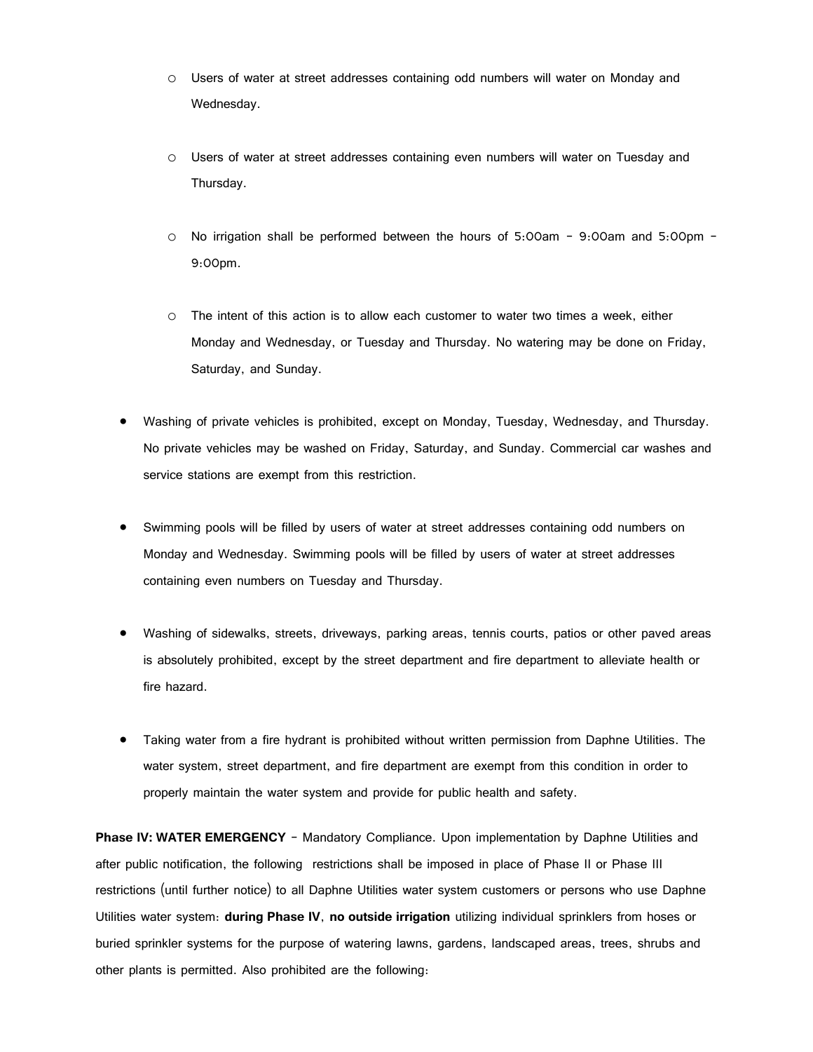- Users of water at street addresses containing odd numbers will water on Monday and Wednesday.
  - Users of water at street addresses containing even numbers will water on Tuesday and Thursday.
  - No irrigation shall be performed between the hours of 5:00am - 9:00am and 5:00pm - 9:00pm.
  - The intent of this action is to allow each customer to water two times a week, either Monday and Wednesday, or Tuesday and Thursday. No watering may be done on Friday, Saturday, and Sunday.

- Washing of private vehicles is prohibited, except on Monday, Tuesday, Wednesday, and Thursday. No private vehicles may be washed on Friday, Saturday, and Sunday. Commercial car washes and service stations are exempt from this restriction.

- Swimming pools will be filled by users of water at street addresses containing odd numbers on Monday and Wednesday. Swimming pools will be filled by users of water at street addresses containing even numbers on Tuesday and Thursday.

- Washing of sidewalks, streets, driveways, parking areas, tennis courts, patios or other paved areas is absolutely prohibited, except by the street department and fire department to alleviate health or fire hazard.

- Taking water from a fire hydrant is prohibited without written permission from Daphne Utilities. The water system, street department, and fire department are exempt from this condition in order to properly maintain the water system and provide for public health and safety.

**Phase IV: WATER EMERGENCY** - Mandatory Compliance. Upon implementation by Daphne Utilities and after public notification, the following restrictions shall be imposed in place of Phase II or Phase III restrictions (until further notice) to all Daphne Utilities water system customers or persons who use Daphne Utilities water system: **during Phase IV**, **no outside irrigation** utilizing individual sprinklers from hoses or buried sprinkler systems for the purpose of watering lawns, gardens, landscaped areas, trees, shrubs and other plants is permitted. Also prohibited are the following: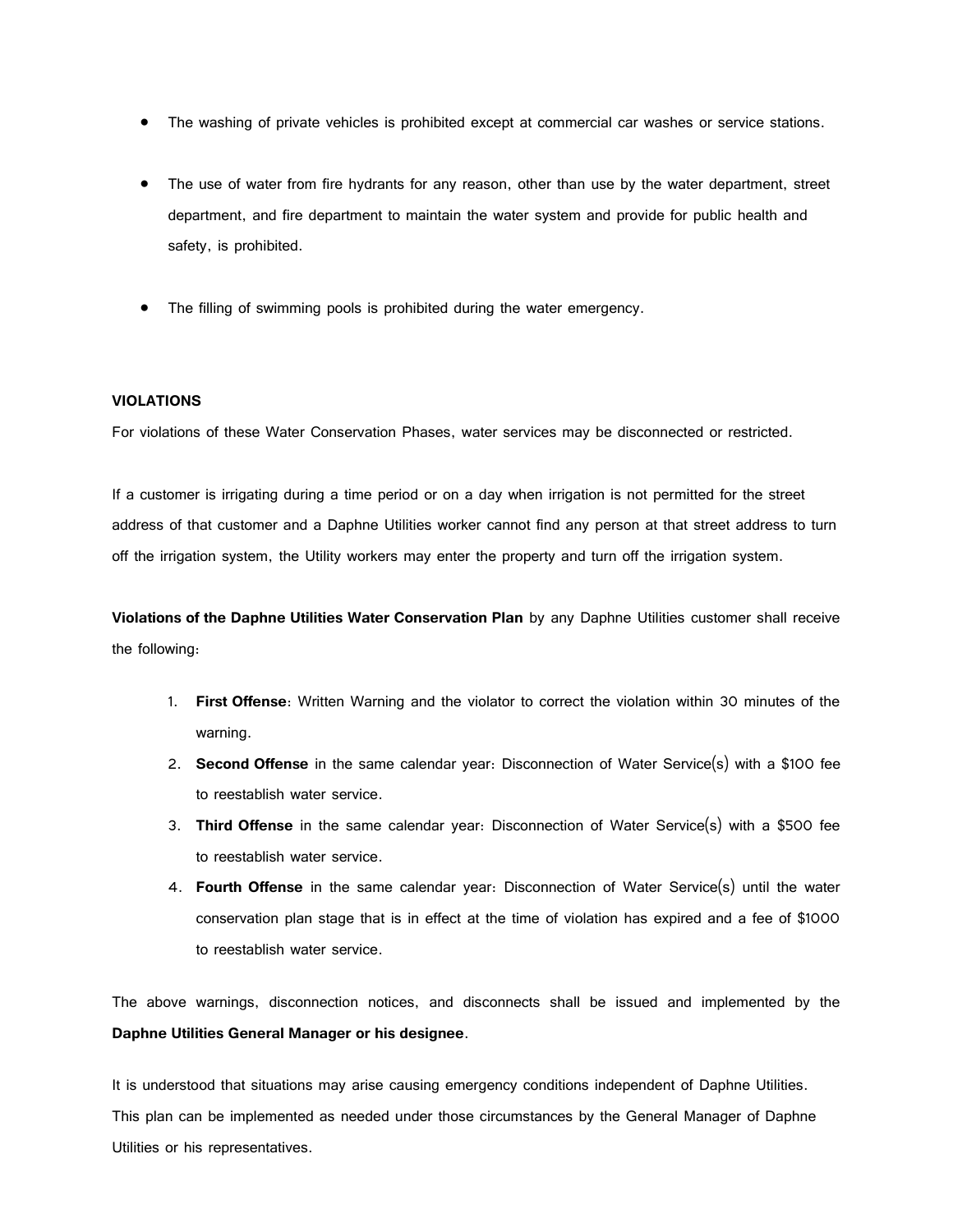- The washing of private vehicles is prohibited except at commercial car washes or service stations.
- The use of water from fire hydrants for any reason, other than use by the water department, street department, and fire department to maintain the water system and provide for public health and safety, is prohibited.
- The filling of swimming pools is prohibited during the water emergency.

**VIOLATIONS**

For violations of these Water Conservation Phases, water services may be disconnected or restricted.

If a customer is irrigating during a time period or on a day when irrigation is not permitted for the street address of that customer and a Daphne Utilities worker cannot find any person at that street address to turn off the irrigation system, the Utility workers may enter the property and turn off the irrigation system.

**Violations of the Daphne Utilities Water Conservation Plan** by any Daphne Utilities customer shall receive the following:

1. **First Offense**: Written Warning and the violator to correct the violation within 30 minutes of the warning.
2. **Second Offense** in the same calendar year: Disconnection of Water Service(s) with a $100 fee to reestablish water service.
3. **Third Offense** in the same calendar year: Disconnection of Water Service(s) with a $500 fee to reestablish water service.
4. **Fourth Offense** in the same calendar year: Disconnection of Water Service(s) until the water conservation plan stage that is in effect at the time of violation has expired and a fee of $1000 to reestablish water service.

The above warnings, disconnection notices, and disconnects shall be issued and implemented by the **Daphne Utilities General Manager or his designee**.

It is understood that situations may arise causing emergency conditions independent of Daphne Utilities. This plan can be implemented as needed under those circumstances by the General Manager of Daphne Utilities or his representatives.